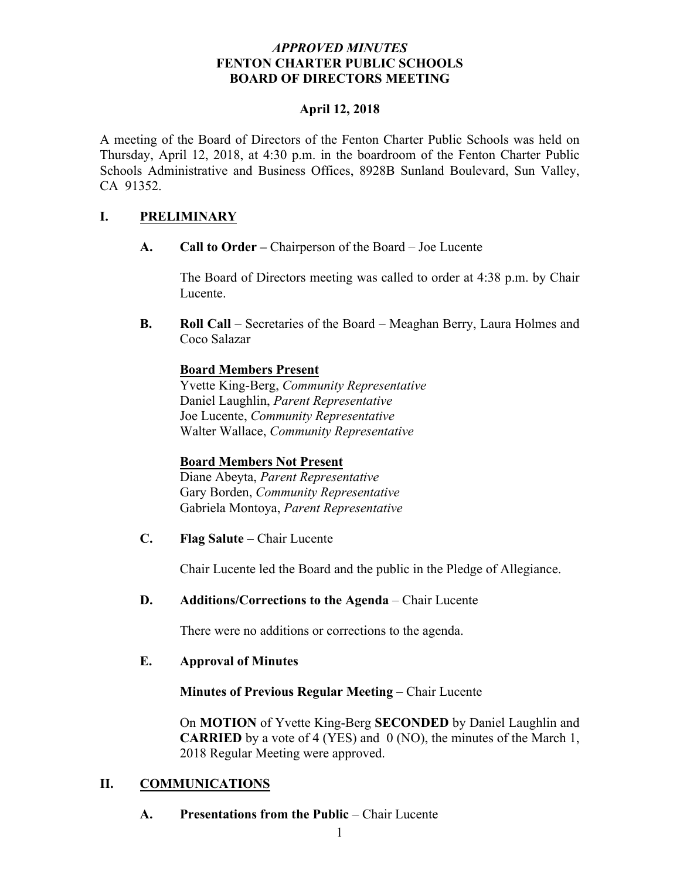*APPROVED MINUTES*
**FENTON CHARTER PUBLIC SCHOOLS**
**BOARD OF DIRECTORS MEETING**

**April 12, 2018**

A meeting of the Board of Directors of the Fenton Charter Public Schools was held on Thursday, April 12, 2018, at 4:30 p.m. in the boardroom of the Fenton Charter Public Schools Administrative and Business Offices, 8928B Sunland Boulevard, Sun Valley, CA 91352.

## I. PRELIMINARY

**A. Call to Order –** Chairperson of the Board – Joe Lucente

The Board of Directors meeting was called to order at 4:38 p.m. by Chair Lucente.

**B. Roll Call** – Secretaries of the Board – Meaghan Berry, Laura Holmes and Coco Salazar

**Board Members Present**
Yvette King-Berg, *Community Representative*
Daniel Laughlin, *Parent Representative*
Joe Lucente, *Community Representative*
Walter Wallace, *Community Representative*

**Board Members Not Present**
Diane Abeyta, *Parent Representative*
Gary Borden, *Community Representative*
Gabriela Montoya, *Parent Representative*

**C. Flag Salute** – Chair Lucente

Chair Lucente led the Board and the public in the Pledge of Allegiance.

**D. Additions/Corrections to the Agenda** – Chair Lucente

There were no additions or corrections to the agenda.

**E. Approval of Minutes**

**Minutes of Previous Regular Meeting** – Chair Lucente

On **MOTION** of Yvette King-Berg **SECONDED** by Daniel Laughlin and **CARRIED** by a vote of 4 (YES) and 0 (NO), the minutes of the March 1, 2018 Regular Meeting were approved.

## II. COMMUNICATIONS

**A. Presentations from the Public** – Chair Lucente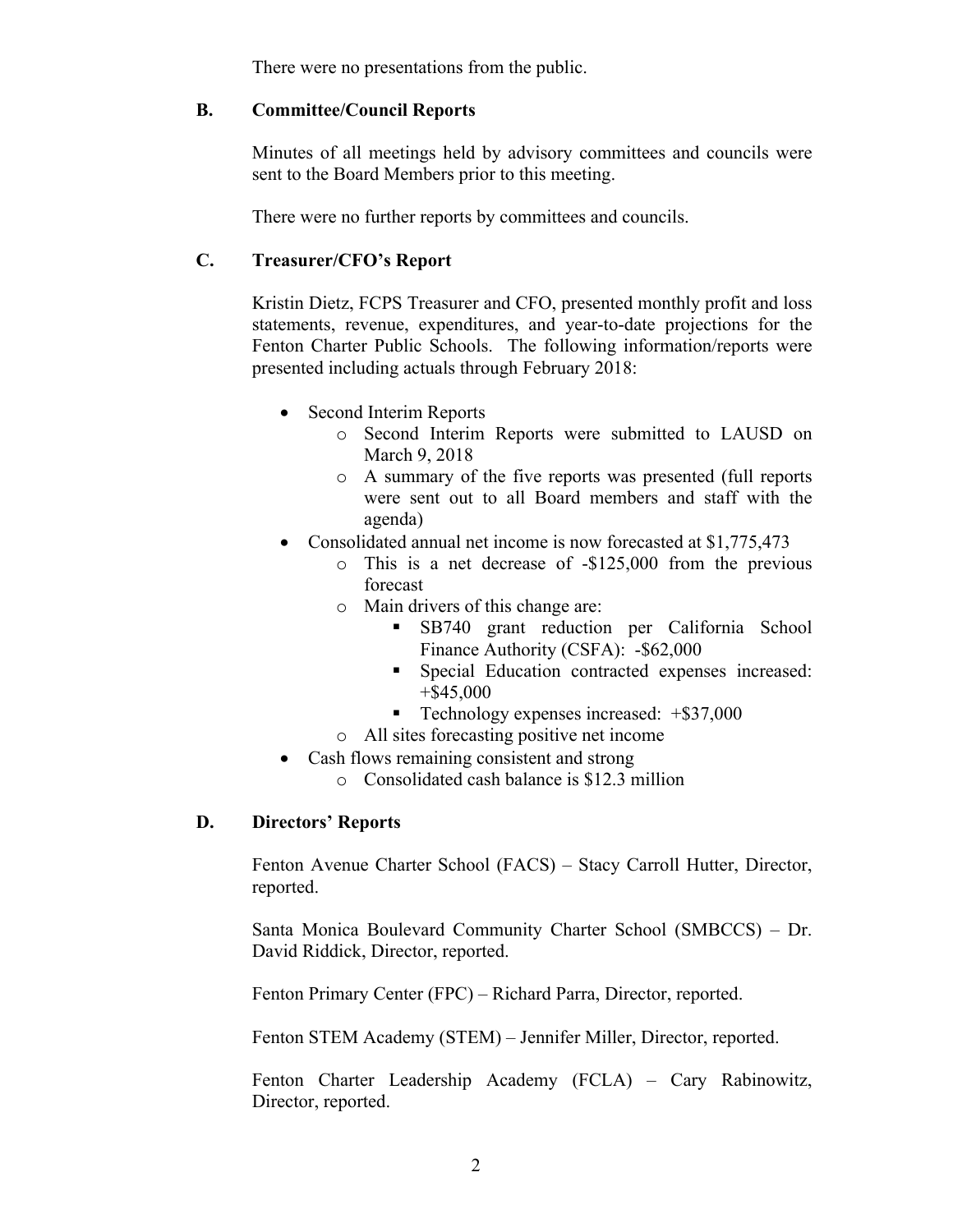There were no presentations from the public.

## B. Committee/Council Reports

Minutes of all meetings held by advisory committees and councils were sent to the Board Members prior to this meeting.

There were no further reports by committees and councils.

## C. Treasurer/CFO's Report

Kristin Dietz, FCPS Treasurer and CFO, presented monthly profit and loss statements, revenue, expenditures, and year-to-date projections for the Fenton Charter Public Schools. The following information/reports were presented including actuals through February 2018:

- Second Interim Reports
  - Second Interim Reports were submitted to LAUSD on March 9, 2018
  - A summary of the five reports was presented (full reports were sent out to all Board members and staff with the agenda)
- Consolidated annual net income is now forecasted at $1,775,473
  - This is a net decrease of -$125,000 from the previous forecast
  - Main drivers of this change are:
    - SB740 grant reduction per California School Finance Authority (CSFA): -$62,000
    - Special Education contracted expenses increased: +$45,000
    - Technology expenses increased: +$37,000
  - All sites forecasting positive net income
- Cash flows remaining consistent and strong
  - Consolidated cash balance is $12.3 million

## D. Directors' Reports

Fenton Avenue Charter School (FACS) – Stacy Carroll Hutter, Director, reported.

Santa Monica Boulevard Community Charter School (SMBCCS) – Dr. David Riddick, Director, reported.

Fenton Primary Center (FPC) – Richard Parra, Director, reported.

Fenton STEM Academy (STEM) – Jennifer Miller, Director, reported.

Fenton Charter Leadership Academy (FCLA) – Cary Rabinowitz, Director, reported.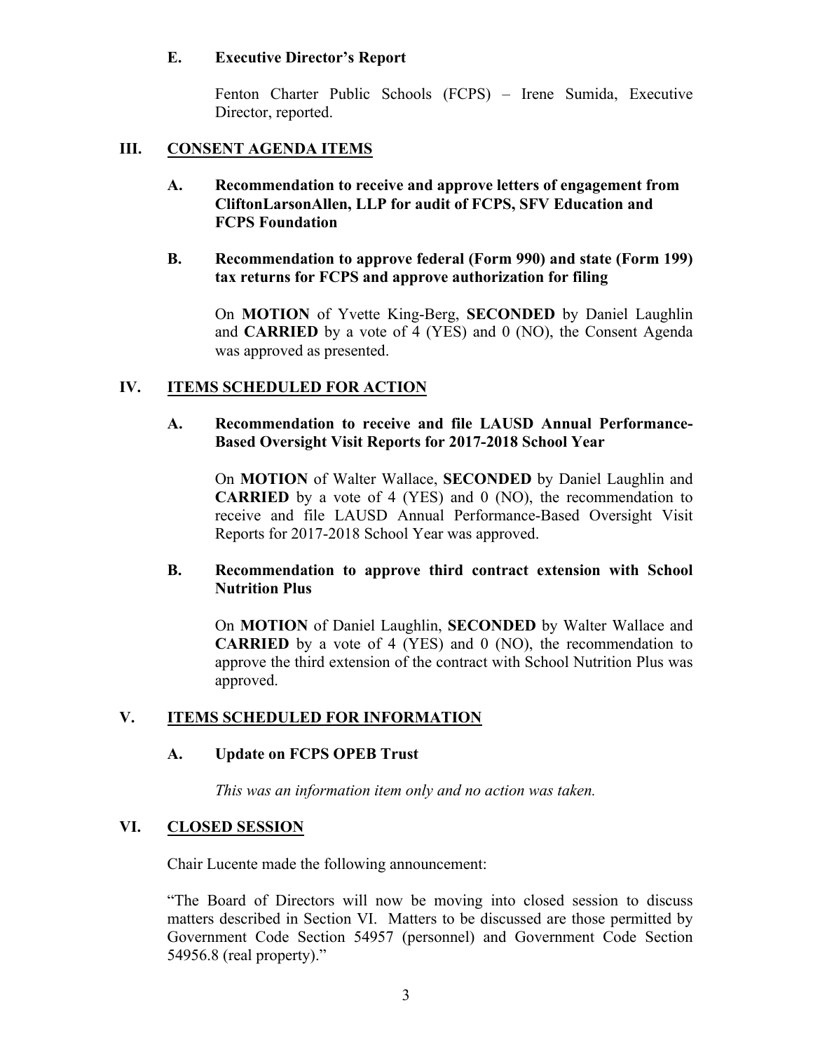### E. Executive Director's Report

Fenton Charter Public Schools (FCPS) – Irene Sumida, Executive Director, reported.

## III. CONSENT AGENDA ITEMS

### A. Recommendation to receive and approve letters of engagement from CliftonLarsonAllen, LLP for audit of FCPS, SFV Education and FCPS Foundation

### B. Recommendation to approve federal (Form 990) and state (Form 199) tax returns for FCPS and approve authorization for filing

On **MOTION** of Yvette King-Berg, **SECONDED** by Daniel Laughlin and **CARRIED** by a vote of 4 (YES) and 0 (NO), the Consent Agenda was approved as presented.

## IV. ITEMS SCHEDULED FOR ACTION

### A. Recommendation to receive and file LAUSD Annual Performance-Based Oversight Visit Reports for 2017-2018 School Year

On **MOTION** of Walter Wallace, **SECONDED** by Daniel Laughlin and **CARRIED** by a vote of 4 (YES) and 0 (NO), the recommendation to receive and file LAUSD Annual Performance-Based Oversight Visit Reports for 2017-2018 School Year was approved.

### B. Recommendation to approve third contract extension with School Nutrition Plus

On **MOTION** of Daniel Laughlin, **SECONDED** by Walter Wallace and **CARRIED** by a vote of 4 (YES) and 0 (NO), the recommendation to approve the third extension of the contract with School Nutrition Plus was approved.

## V. ITEMS SCHEDULED FOR INFORMATION

### A. Update on FCPS OPEB Trust

*This was an information item only and no action was taken.*

## VI. CLOSED SESSION

Chair Lucente made the following announcement:

"The Board of Directors will now be moving into closed session to discuss matters described in Section VI. Matters to be discussed are those permitted by Government Code Section 54957 (personnel) and Government Code Section 54956.8 (real property)."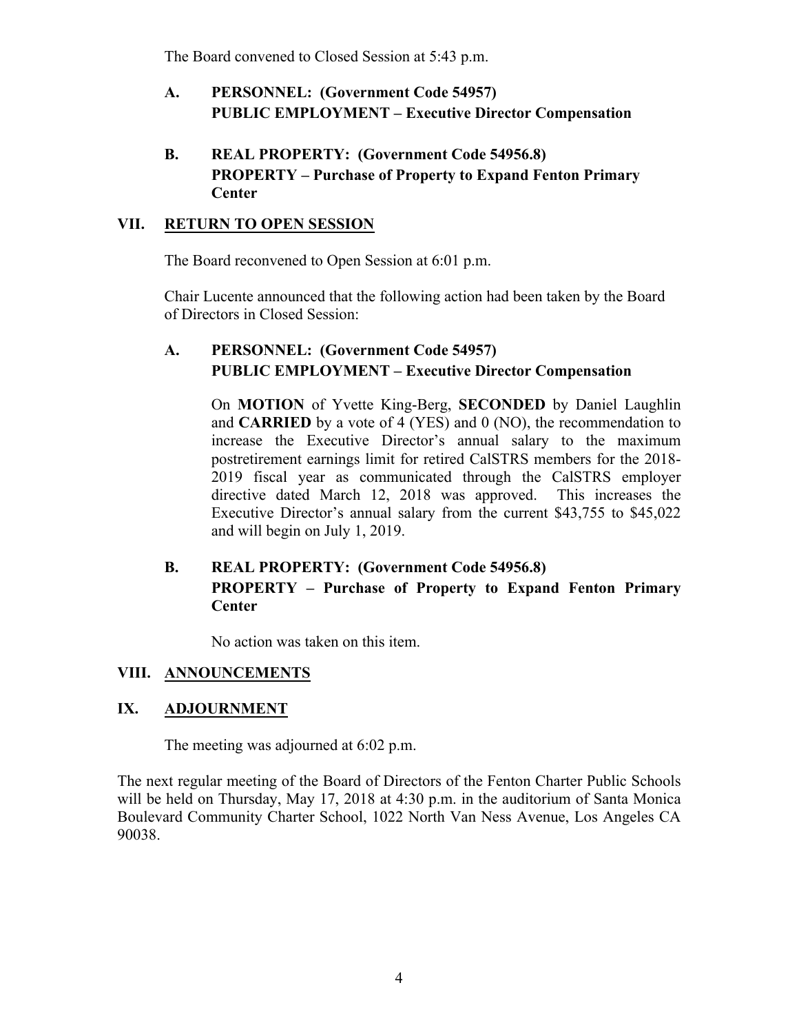The Board convened to Closed Session at 5:43 p.m.

**A. PERSONNEL: (Government Code 54957)**
**PUBLIC EMPLOYMENT – Executive Director Compensation**

**B. REAL PROPERTY: (Government Code 54956.8)**
**PROPERTY – Purchase of Property to Expand Fenton Primary Center**

## VII. RETURN TO OPEN SESSION

The Board reconvened to Open Session at 6:01 p.m.

Chair Lucente announced that the following action had been taken by the Board of Directors in Closed Session:

**A. PERSONNEL: (Government Code 54957)**
**PUBLIC EMPLOYMENT – Executive Director Compensation**

On **MOTION** of Yvette King-Berg, **SECONDED** by Daniel Laughlin and **CARRIED** by a vote of 4 (YES) and 0 (NO), the recommendation to increase the Executive Director's annual salary to the maximum postretirement earnings limit for retired CalSTRS members for the 2018-2019 fiscal year as communicated through the CalSTRS employer directive dated March 12, 2018 was approved. This increases the Executive Director's annual salary from the current $43,755 to $45,022 and will begin on July 1, 2019.

**B. REAL PROPERTY: (Government Code 54956.8)**
**PROPERTY – Purchase of Property to Expand Fenton Primary Center**

No action was taken on this item.

## VIII. ANNOUNCEMENTS

## IX. ADJOURNMENT

The meeting was adjourned at 6:02 p.m.

The next regular meeting of the Board of Directors of the Fenton Charter Public Schools will be held on Thursday, May 17, 2018 at 4:30 p.m. in the auditorium of Santa Monica Boulevard Community Charter School, 1022 North Van Ness Avenue, Los Angeles CA 90038.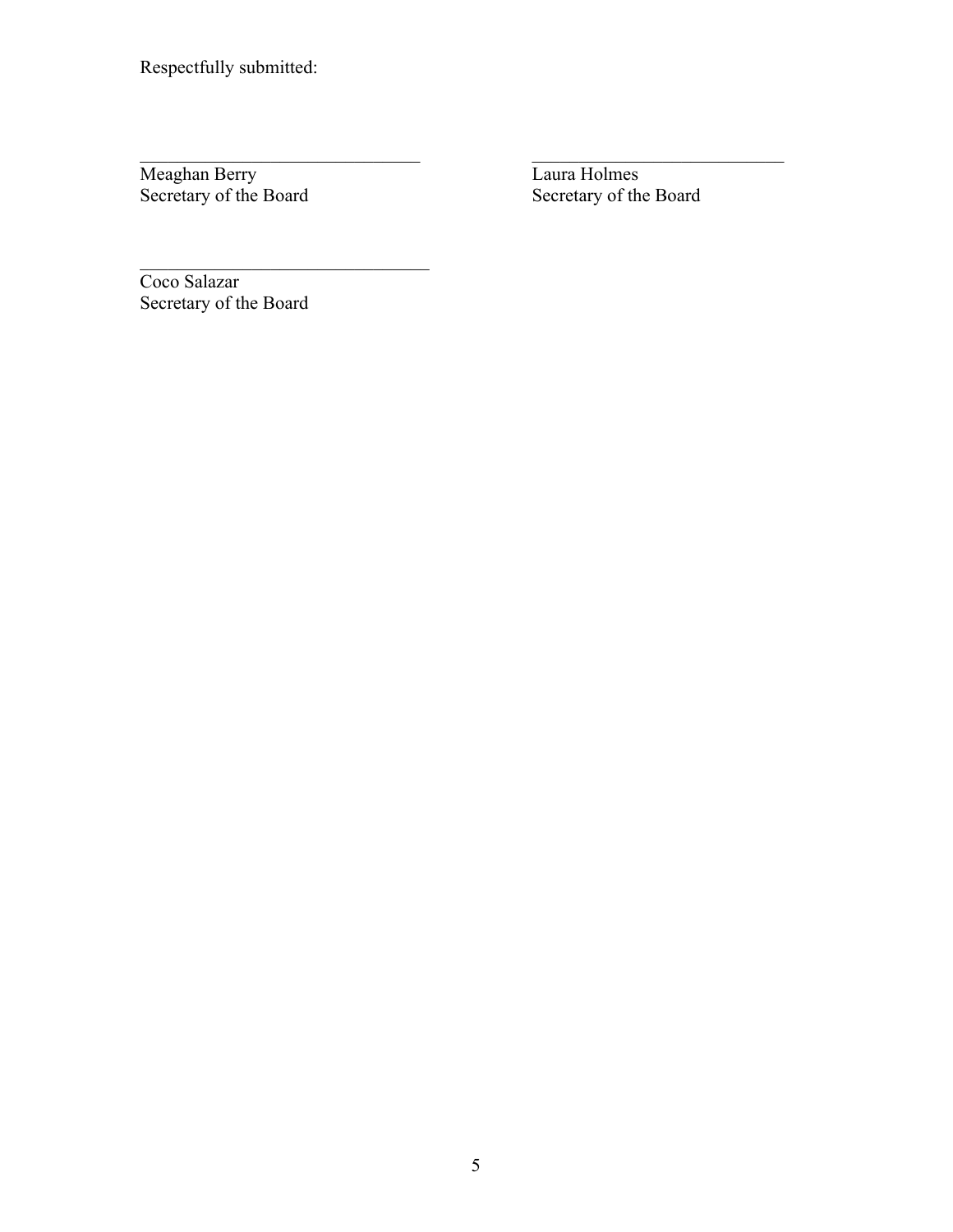Respectfully submitted:

\_\_\_\_\_\_\_\_\_\_\_\_\_\_\_\_\_\_\_\_\_\_\_\_\_\_\_\_\_\_\_
Meaghan Berry
Secretary of the Board

\_\_\_\_\_\_\_\_\_\_\_\_\_\_\_\_\_\_\_\_\_\_\_\_\_\_\_\_\_\_\_
Laura Holmes
Secretary of the Board

\_\_\_\_\_\_\_\_\_\_\_\_\_\_\_\_\_\_\_\_\_\_\_\_\_\_\_\_\_\_\_
Coco Salazar
Secretary of the Board